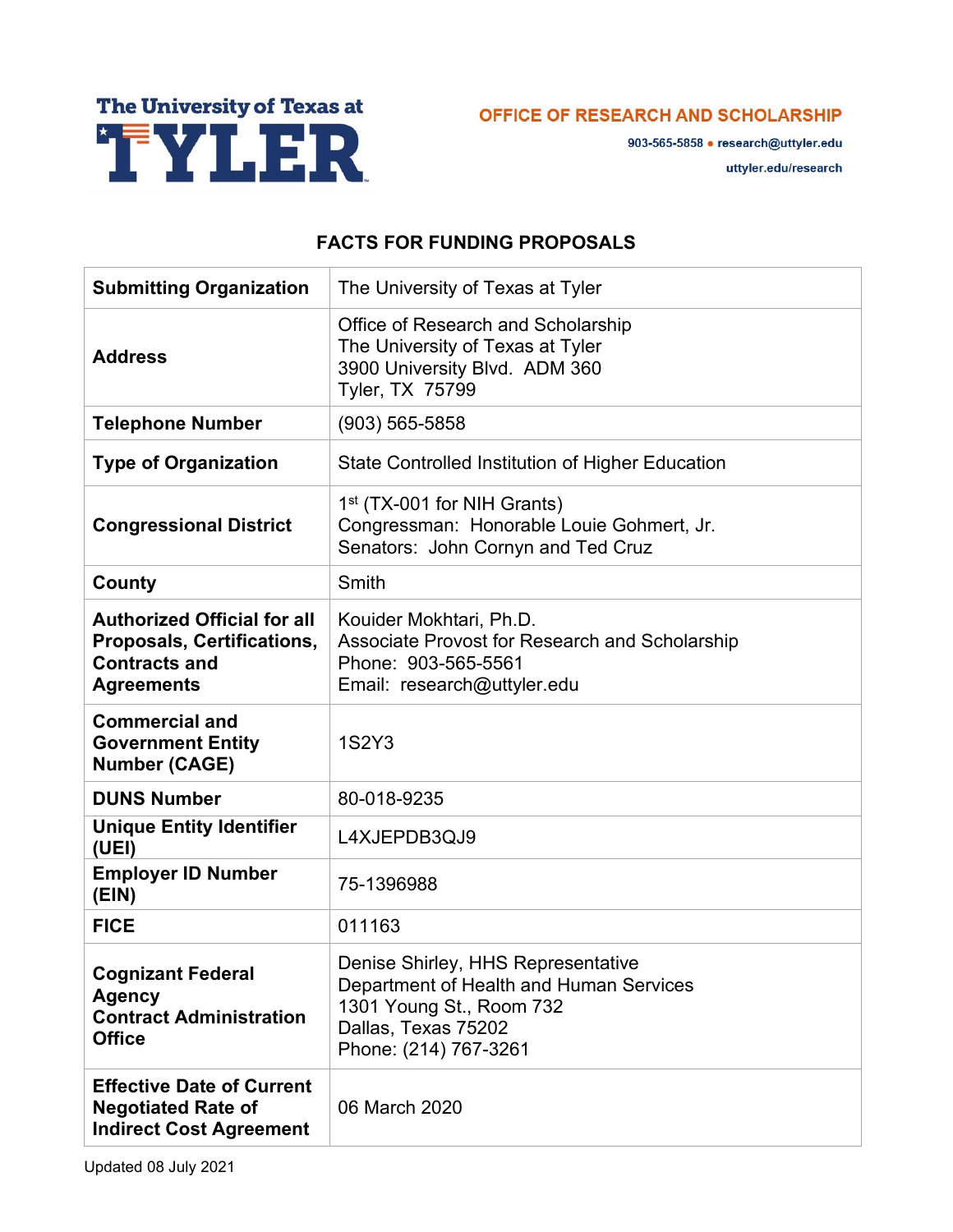The University of Texas at TYLER

**OFFICE OF RESEARCH AND SCHOLARSHIP**

903-565-5858 • research@uttyler.edu

uttyler.edu/research

## FACTS FOR FUNDING PROPOSALS

| **Submitting Organization** | The University of Texas at Tyler |
|---|---|
| **Address** | Office of Research and Scholarship<br>The University of Texas at Tyler<br>3900 University Blvd. ADM 360<br>Tyler, TX 75799 |
| **Telephone Number** | (903) 565-5858 |
| **Type of Organization** | State Controlled Institution of Higher Education |
| **Congressional District** | 1st (TX-001 for NIH Grants)<br>Congressman: Honorable Louie Gohmert, Jr.<br>Senators: John Cornyn and Ted Cruz |
| **County** | Smith |
| **Authorized Official for all Proposals, Certifications, Contracts and Agreements** | Kouider Mokhtari, Ph.D.<br>Associate Provost for Research and Scholarship<br>Phone: 903-565-5561<br>Email: research@uttyler.edu |
| **Commercial and Government Entity Number (CAGE)** | 1S2Y3 |
| **DUNS Number** | 80-018-9235 |
| **Unique Entity Identifier (UEI)** | L4XJEPDB3QJ9 |
| **Employer ID Number (EIN)** | 75-1396988 |
| **FICE** | 011163 |
| **Cognizant Federal Agency Contract Administration Office** | Denise Shirley, HHS Representative<br>Department of Health and Human Services<br>1301 Young St., Room 732<br>Dallas, Texas 75202<br>Phone: (214) 767-3261 |
| **Effective Date of Current Negotiated Rate of Indirect Cost Agreement** | 06 March 2020 |

Updated 08 July 2021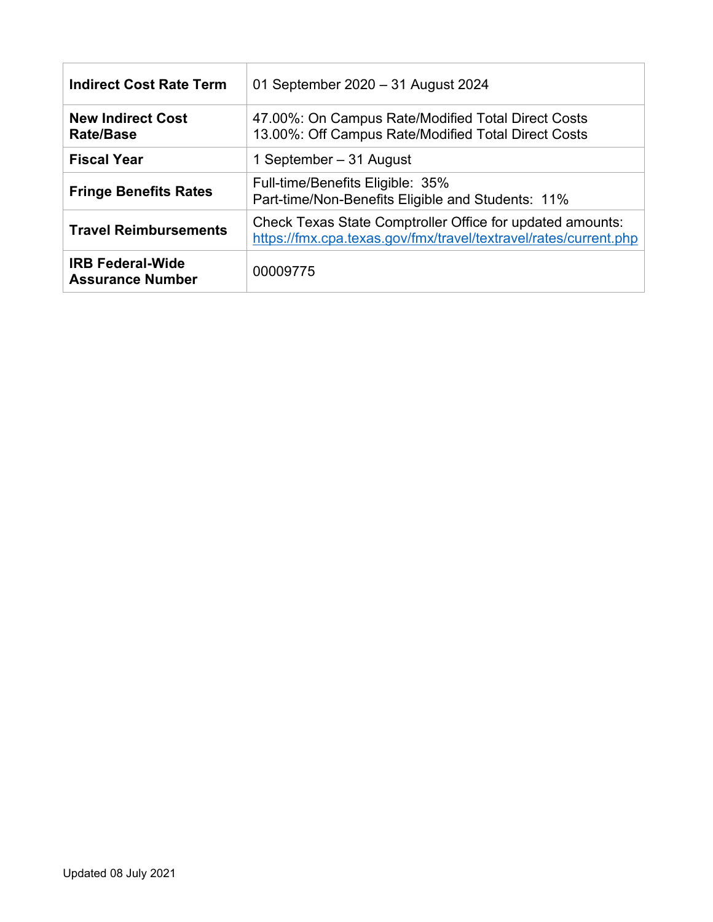| | |
|---|---|
| **Indirect Cost Rate Term** | 01 September 2020 – 31 August 2024 |
| **New Indirect Cost Rate/Base** | 47.00%: On Campus Rate/Modified Total Direct Costs<br>13.00%: Off Campus Rate/Modified Total Direct Costs |
| **Fiscal Year** | 1 September – 31 August |
| **Fringe Benefits Rates** | Full-time/Benefits Eligible: 35%<br>Part-time/Non-Benefits Eligible and Students: 11% |
| **Travel Reimbursements** | Check Texas State Comptroller Office for updated amounts: [https://fmx.cpa.texas.gov/fmx/travel/textravel/rates/current.php](https://fmx.cpa.texas.gov/fmx/travel/textravel/rates/current.php) |
| **IRB Federal-Wide Assurance Number** | 00009775 |

Updated 08 July 2021